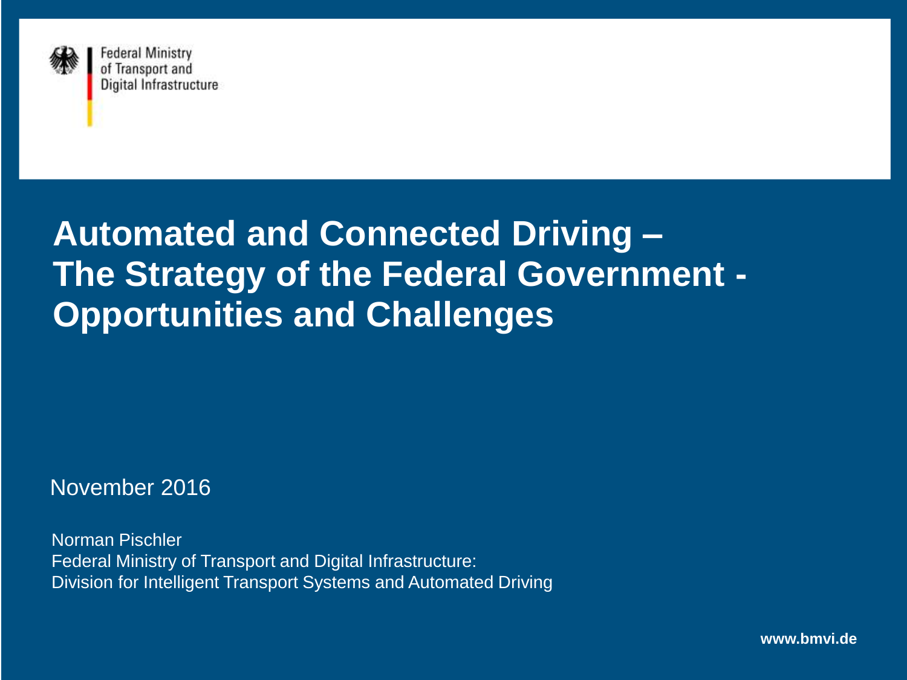Federal Ministry
of Transport and
Digital Infrastructure

# Automated and Connected Driving – The Strategy of the Federal Government - Opportunities and Challenges

November 2016

Norman Pischler
Federal Ministry of Transport and Digital Infrastructure:
Division for Intelligent Transport Systems and Automated Driving

www.bmvi.de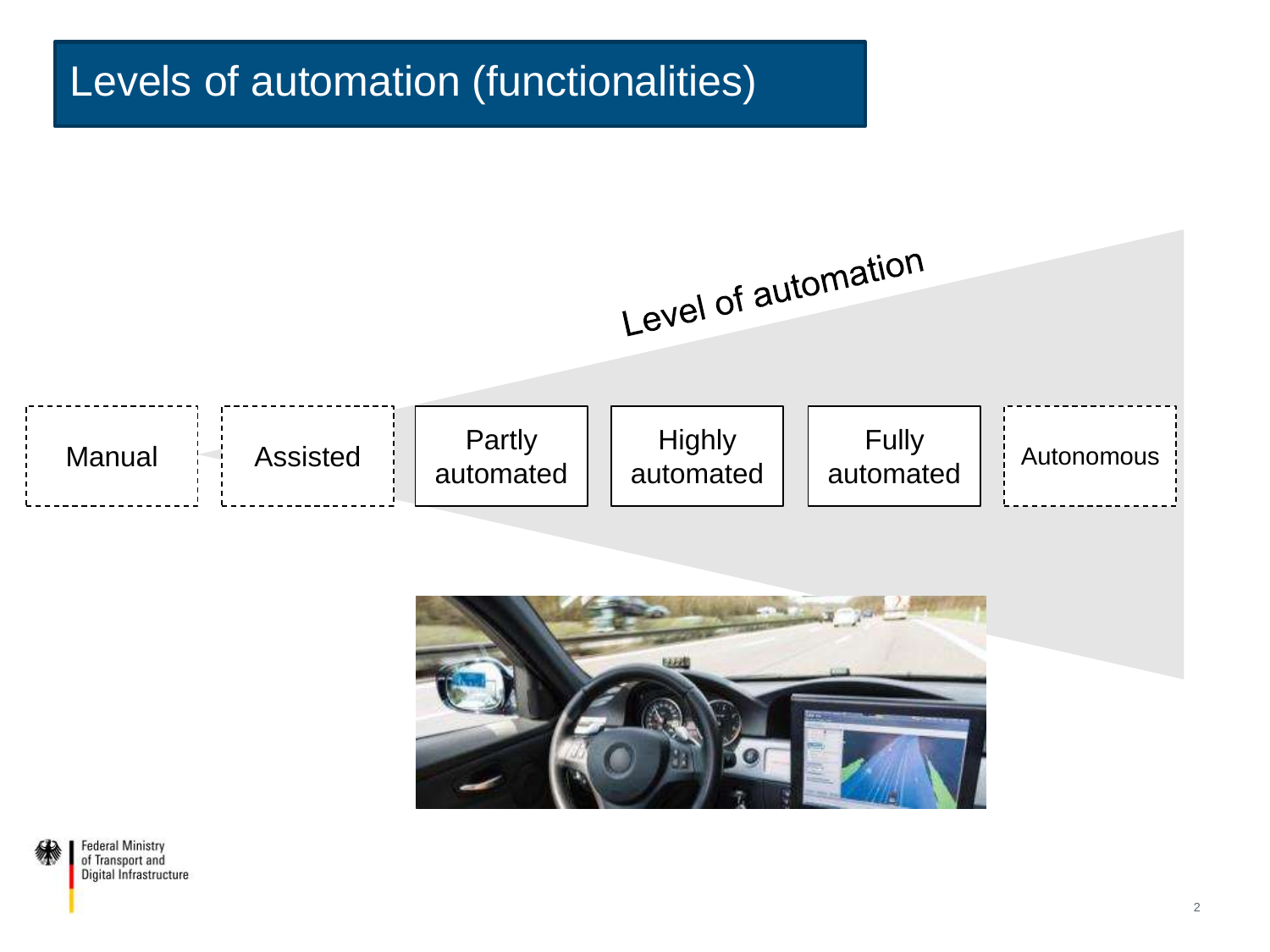# Levels of automation (functionalities)

Level of automation

Manual | Assisted | Partly automated | Highly automated | Fully automated | Autonomous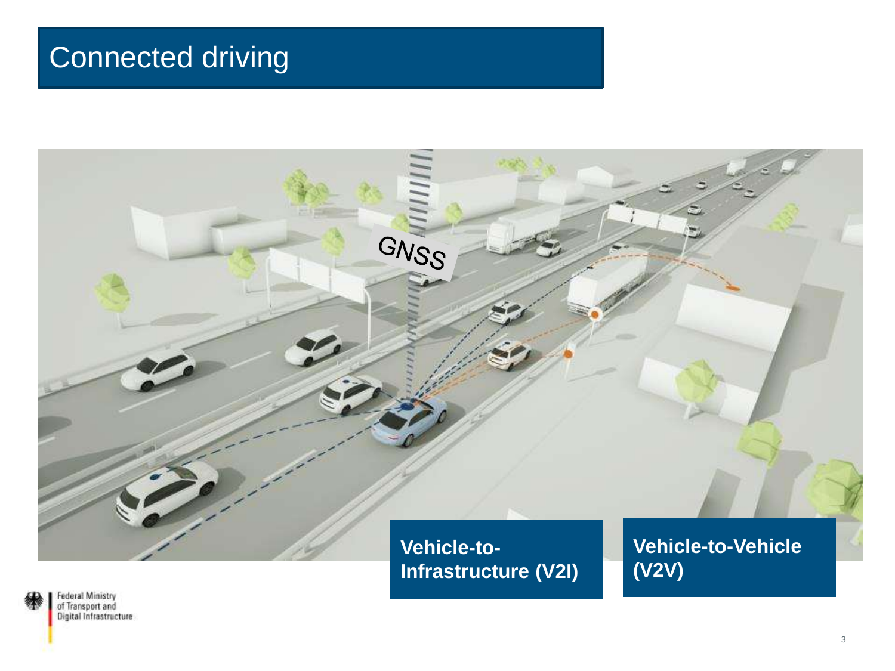# Connected driving

GNSS

**Vehicle-to-Infrastructure (V2I)**

**Vehicle-to-Vehicle (V2V)**

Federal Ministry of Transport and Digital Infrastructure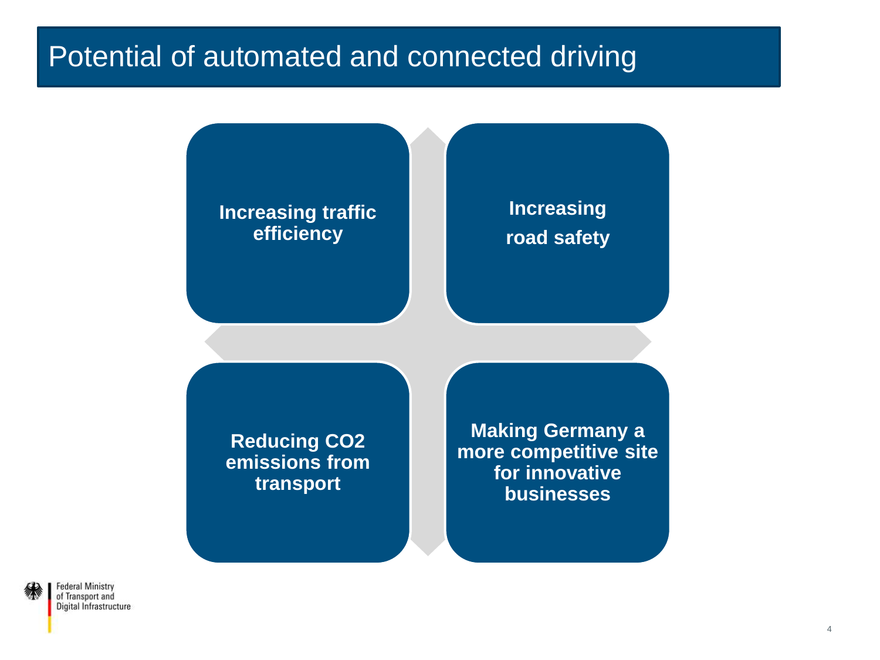# Potential of automated and connected driving

- **Increasing traffic efficiency**
- **Increasing road safety**
- **Reducing $CO_2$ emissions from transport**
- **Making Germany a more competitive site for innovative businesses**

Federal Ministry of Transport and Digital Infrastructure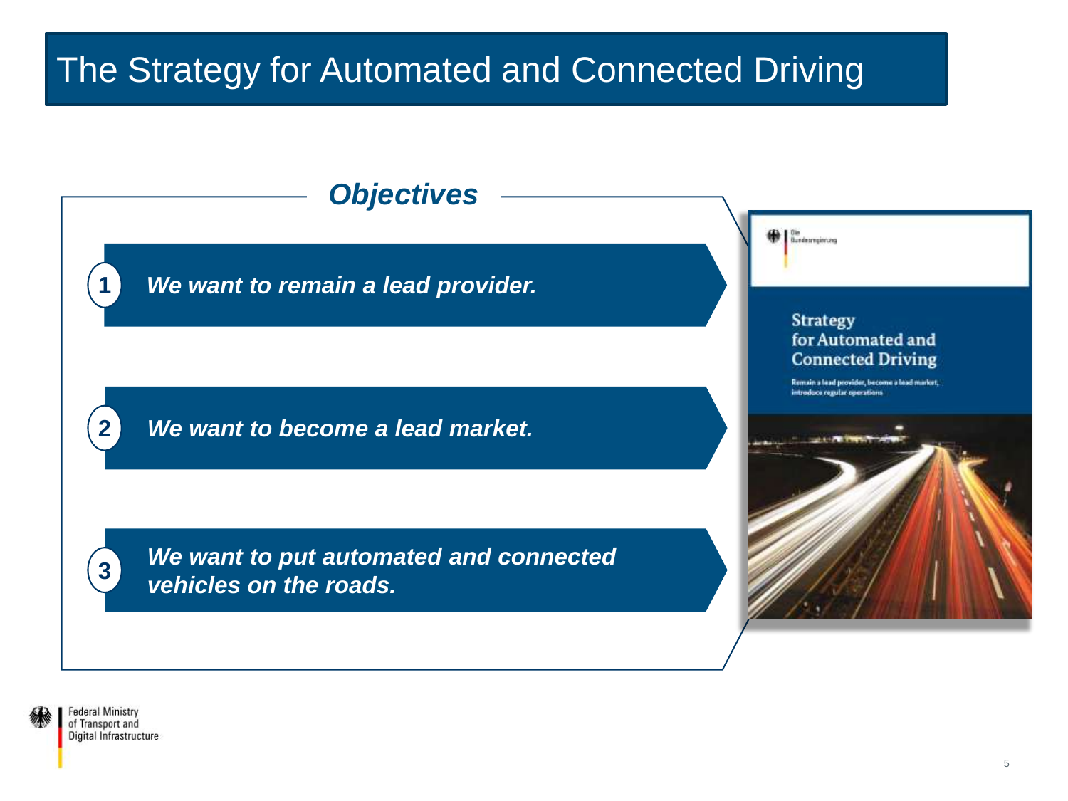# The Strategy for Automated and Connected Driving

## *Objectives*

1. ***We want to remain a lead provider.***
2. ***We want to become a lead market.***
3. ***We want to put automated and connected vehicles on the roads.***

Die Bundesregierung

**Strategy for Automated and Connected Driving**

Remain a lead provider, become a lead market, introduce regular operations

Federal Ministry of Transport and Digital Infrastructure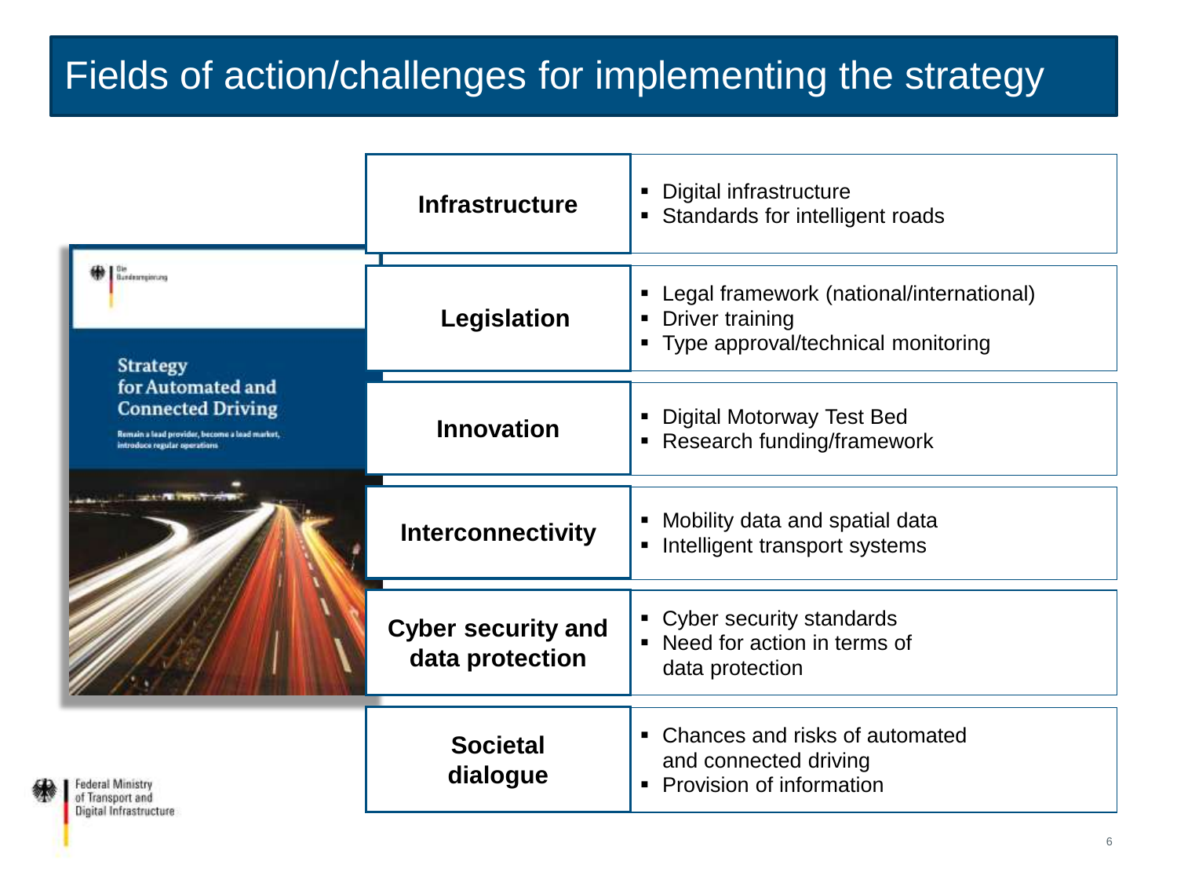# Fields of action/challenges for implementing the strategy

| Field | Details |
| --- | --- |
| **Infrastructure** | ▪ Digital infrastructure<br>▪ Standards for intelligent roads |
| **Legislation** | ▪ Legal framework (national/international)<br>▪ Driver training<br>▪ Type approval/technical monitoring |
| **Innovation** | ▪ Digital Motorway Test Bed<br>▪ Research funding/framework |
| **Interconnectivity** | ▪ Mobility data and spatial data<br>▪ Intelligent transport systems |
| **Cyber security and data protection** | ▪ Cyber security standards<br>▪ Need for action in terms of data protection |
| **Societal dialogue** | ▪ Chances and risks of automated and connected driving<br>▪ Provision of information |

Die Bundesregierung

Strategy for Automated and Connected Driving

Remain a lead provider, become a lead market, introduce regular operations

Federal Ministry of Transport and Digital Infrastructure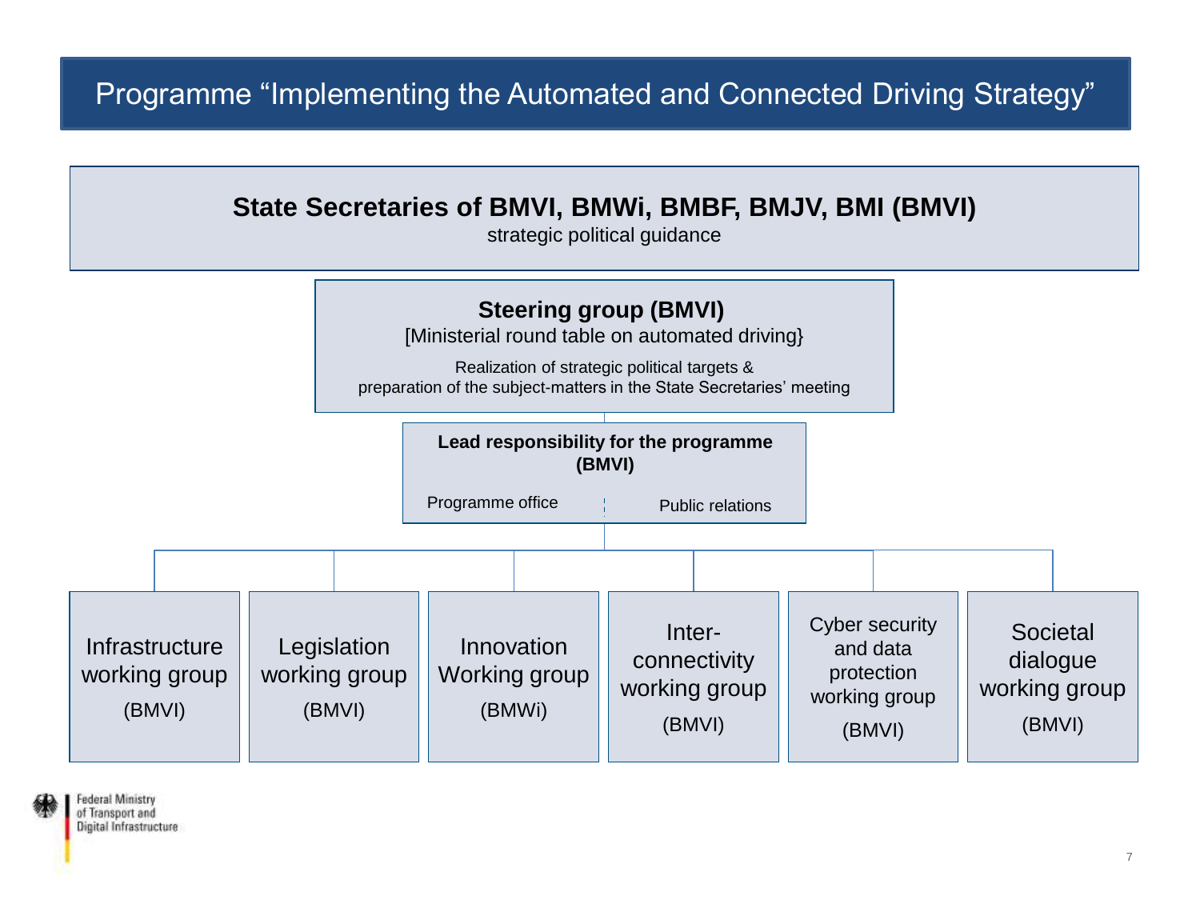# Programme “Implementing the Automated and Connected Driving Strategy”

**State Secretaries of BMVI, BMWi, BMBF, BMJV, BMI (BMVI)**

strategic political guidance

**Steering group (BMVI)**

[Ministerial round table on automated driving}

Realization of strategic political targets &
preparation of the subject-matters in the State Secretaries’ meeting

**Lead responsibility for the programme (BMVI)**

Programme office | Public relations

- Infrastructure working group (BMVI)
- Legislation working group (BMVI)
- Innovation Working group (BMWi)
- Inter-connectivity working group (BMVI)
- Cyber security and data protection working group (BMVI)
- Societal dialogue working group (BMVI)

Federal Ministry of Transport and Digital Infrastructure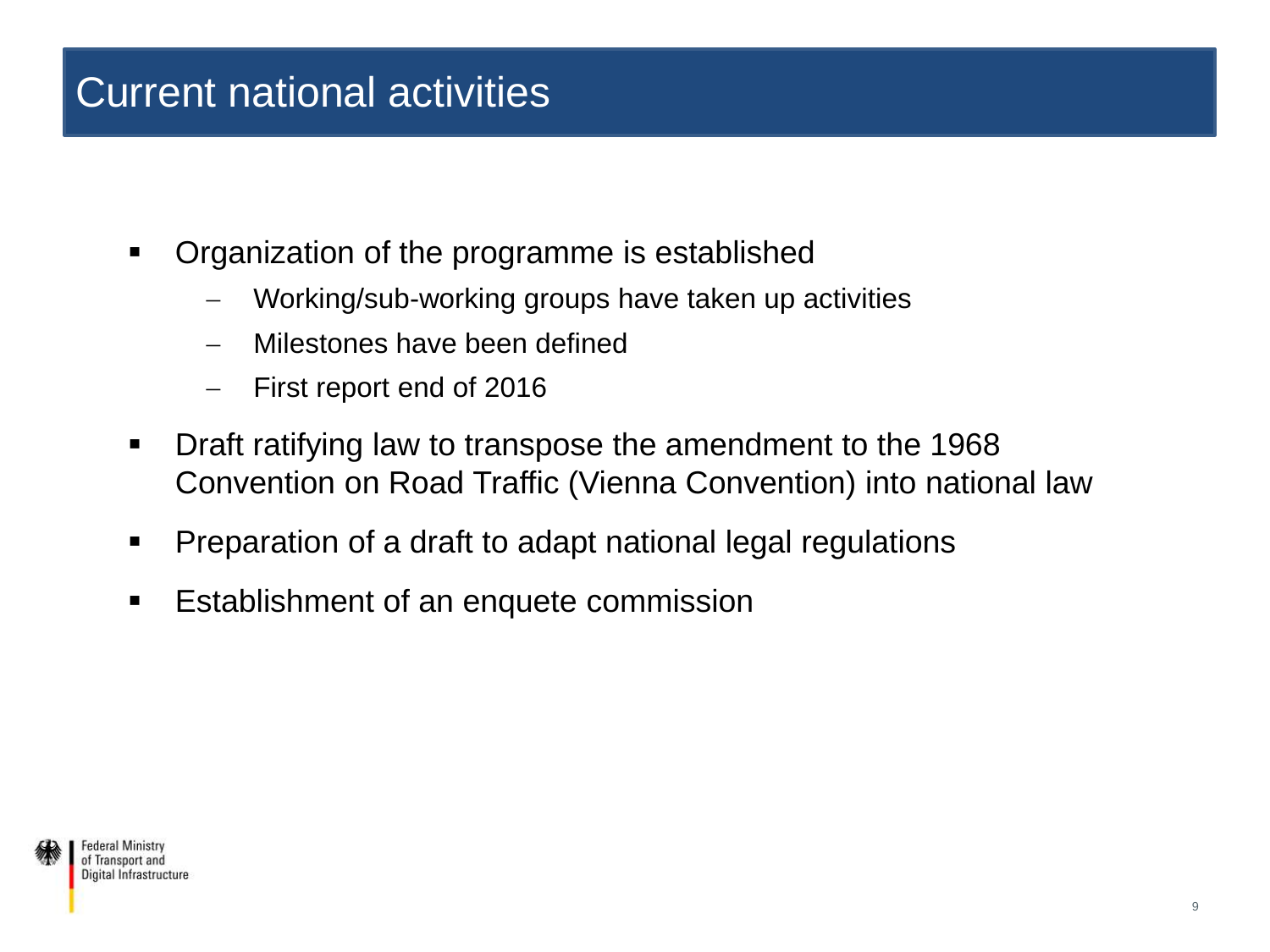# Current national activities

- Organization of the programme is established
  - Working/sub-working groups have taken up activities
  - Milestones have been defined
  - First report end of 2016
- Draft ratifying law to transpose the amendment to the 1968 Convention on Road Traffic (Vienna Convention) into national law
- Preparation of a draft to adapt national legal regulations
- Establishment of an enquete commission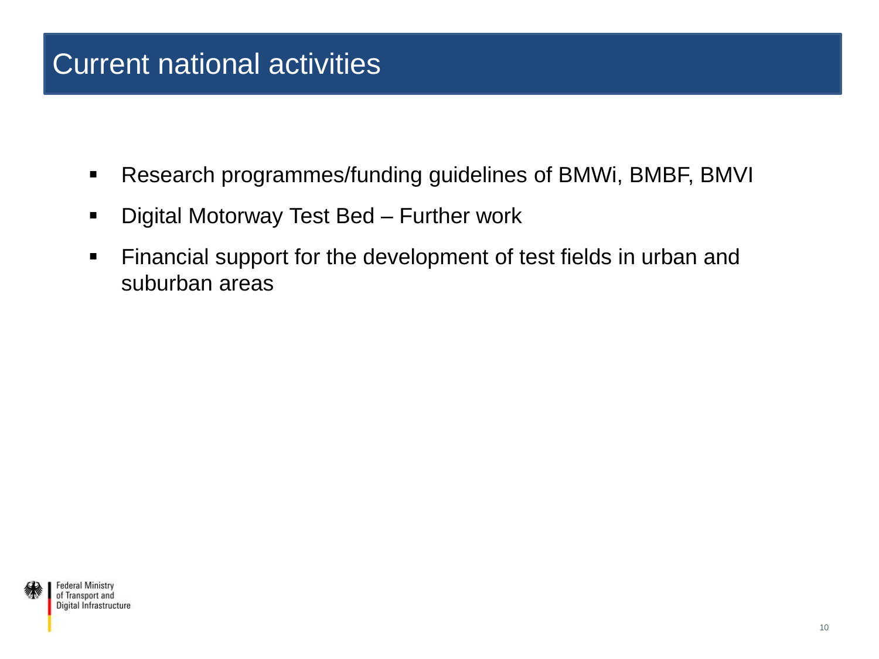# Current national activities

- Research programmes/funding guidelines of BMWi, BMBF, BMVI
- Digital Motorway Test Bed – Further work
- Financial support for the development of test fields in urban and suburban areas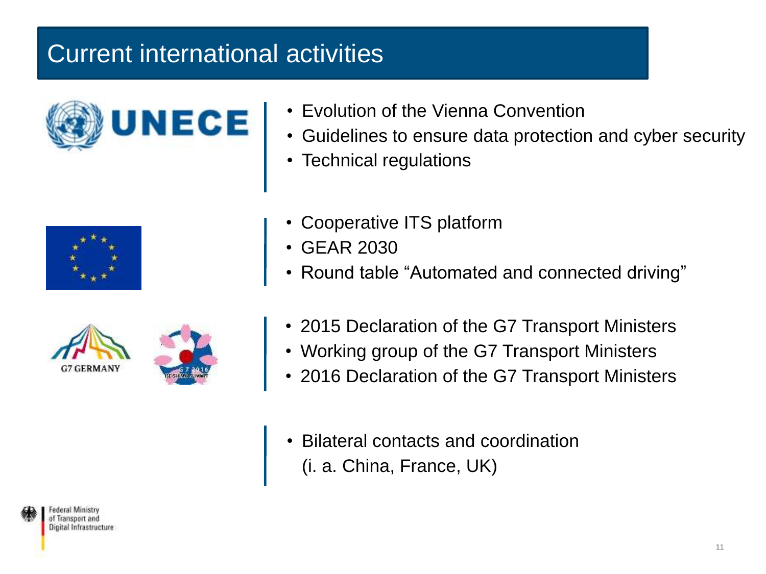# Current international activities

UNECE

- Evolution of the Vienna Convention
- Guidelines to ensure data protection and cyber security
- Technical regulations

- Cooperative ITS platform
- GEAR 2030
- Round table "Automated and connected driving"

G7 GERMANY

- 2015 Declaration of the G7 Transport Ministers
- Working group of the G7 Transport Ministers
- 2016 Declaration of the G7 Transport Ministers

- Bilateral contacts and coordination (i. a. China, France, UK)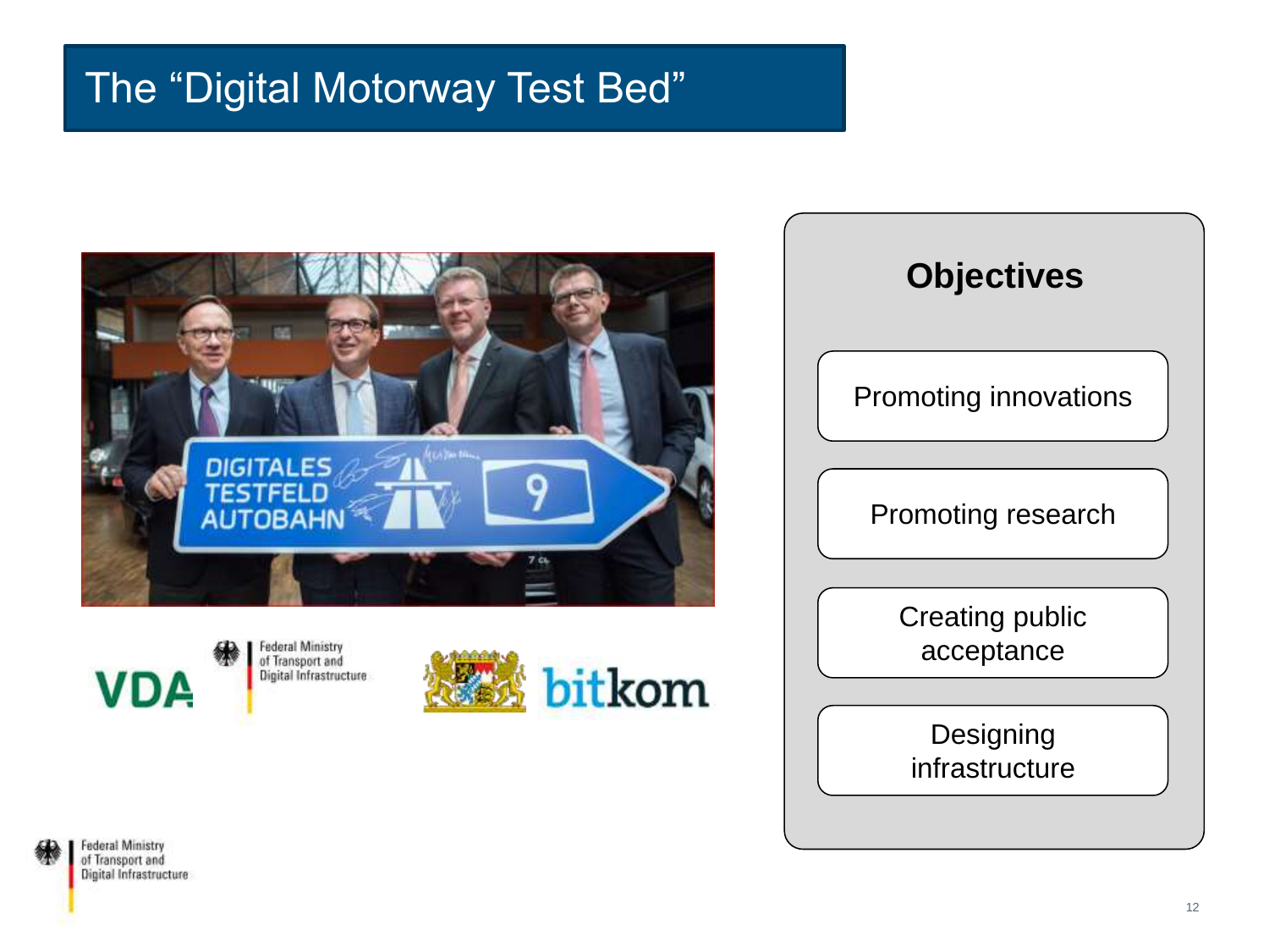# The "Digital Motorway Test Bed"

## Objectives

- Promoting innovations
- Promoting research
- Creating public acceptance
- Designing infrastructure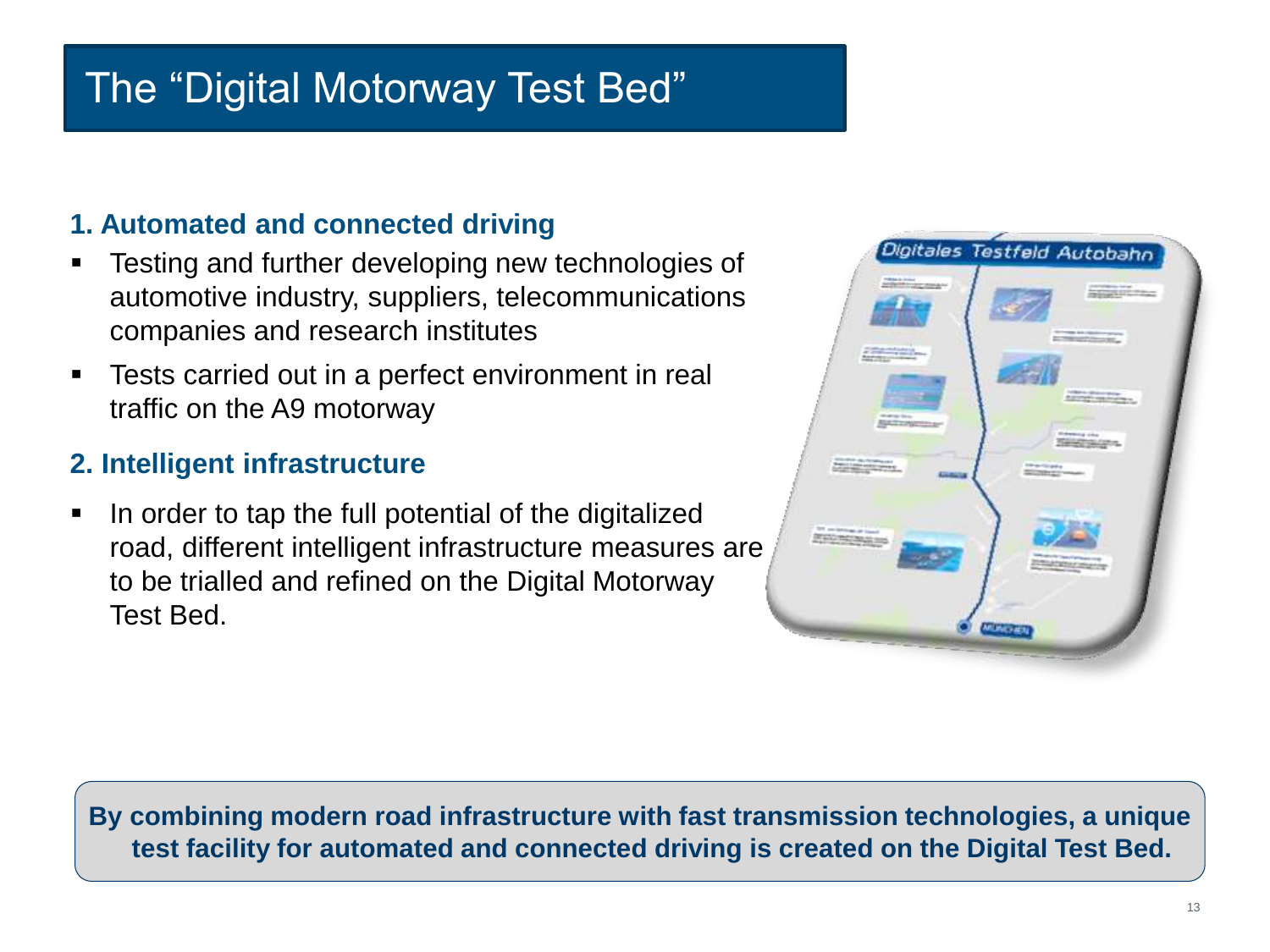# The "Digital Motorway Test Bed"

### 1. Automated and connected driving

- Testing and further developing new technologies of automotive industry, suppliers, telecommunications companies and research institutes
- Tests carried out in a perfect environment in real traffic on the A9 motorway

### 2. Intelligent infrastructure

- In order to tap the full potential of the digitalized road, different intelligent infrastructure measures are to be trialled and refined on the Digital Motorway Test Bed.

**By combining modern road infrastructure with fast transmission technologies, a unique test facility for automated and connected driving is created on the Digital Test Bed.**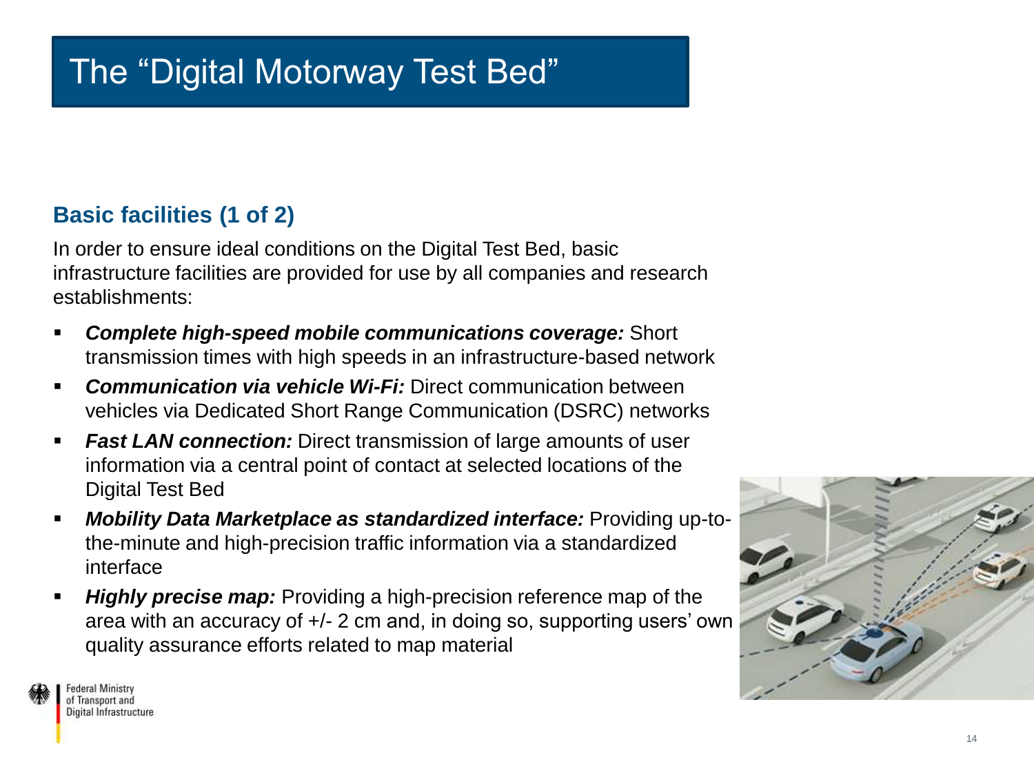# The "Digital Motorway Test Bed"

## Basic facilities (1 of 2)

In order to ensure ideal conditions on the Digital Test Bed, basic infrastructure facilities are provided for use by all companies and research establishments:

- ***Complete high-speed mobile communications coverage:*** Short transmission times with high speeds in an infrastructure-based network
- ***Communication via vehicle Wi-Fi:*** Direct communication between vehicles via Dedicated Short Range Communication (DSRC) networks
- ***Fast LAN connection:*** Direct transmission of large amounts of user information via a central point of contact at selected locations of the Digital Test Bed
- ***Mobility Data Marketplace as standardized interface:*** Providing up-to-the-minute and high-precision traffic information via a standardized interface
- ***Highly precise map:*** Providing a high-precision reference map of the area with an accuracy of +/- 2 cm and, in doing so, supporting users' own quality assurance efforts related to map material

Federal Ministry of Transport and Digital Infrastructure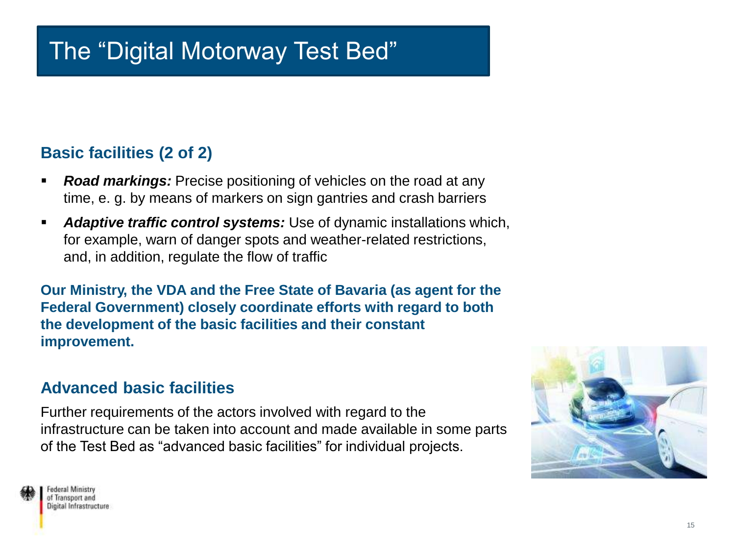# The "Digital Motorway Test Bed"

## Basic facilities (2 of 2)

- ***Road markings:*** Precise positioning of vehicles on the road at any time, e. g. by means of markers on sign gantries and crash barriers
- ***Adaptive traffic control systems:*** Use of dynamic installations which, for example, warn of danger spots and weather-related restrictions, and, in addition, regulate the flow of traffic

**Our Ministry, the VDA and the Free State of Bavaria (as agent for the Federal Government) closely coordinate efforts with regard to both the development of the basic facilities and their constant improvement.**

## Advanced basic facilities

Further requirements of the actors involved with regard to the infrastructure can be taken into account and made available in some parts of the Test Bed as "advanced basic facilities" for individual projects.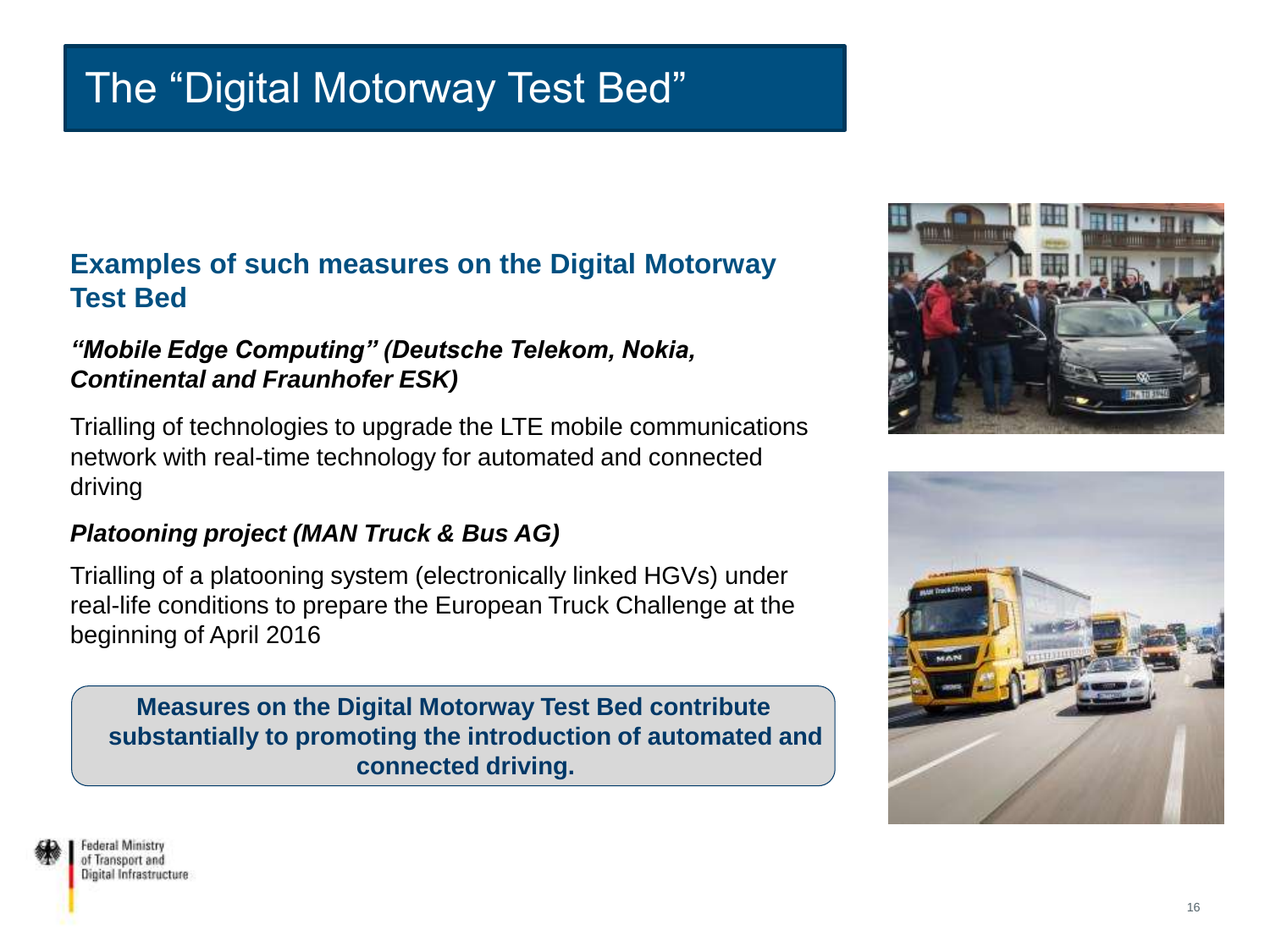# The "Digital Motorway Test Bed"

## Examples of such measures on the Digital Motorway Test Bed

***"Mobile Edge Computing" (Deutsche Telekom, Nokia, Continental and Fraunhofer ESK)***

Trialling of technologies to upgrade the LTE mobile communications network with real-time technology for automated and connected driving

***Platooning project (MAN Truck & Bus AG)***

Trialling of a platooning system (electronically linked HGVs) under real-life conditions to prepare the European Truck Challenge at the beginning of April 2016

**Measures on the Digital Motorway Test Bed contribute substantially to promoting the introduction of automated and connected driving.**

Federal Ministry of Transport and Digital Infrastructure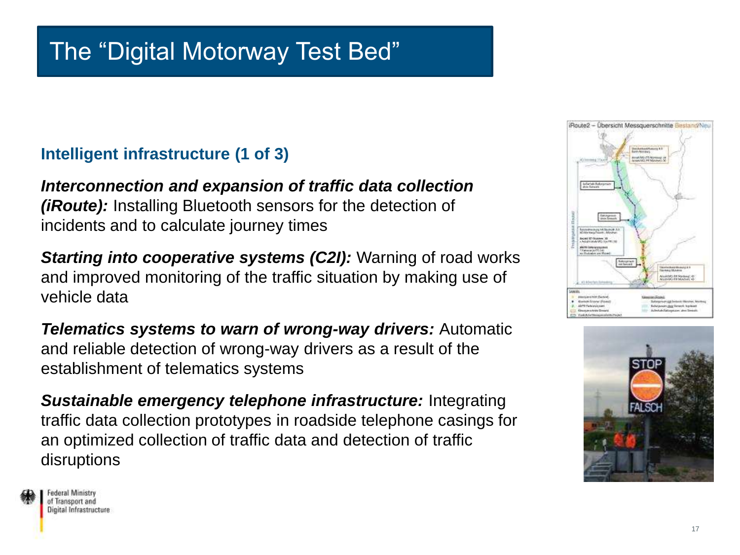# The “Digital Motorway Test Bed”

## Intelligent infrastructure (1 of 3)

***Interconnection and expansion of traffic data collection (iRoute):*** Installing Bluetooth sensors for the detection of incidents and to calculate journey times

***Starting into cooperative systems (C2I):*** Warning of road works and improved monitoring of the traffic situation by making use of vehicle data

***Telematics systems to warn of wrong-way drivers:*** Automatic and reliable detection of wrong-way drivers as a result of the establishment of telematics systems

***Sustainable emergency telephone infrastructure:*** Integrating traffic data collection prototypes in roadside telephone casings for an optimized collection of traffic data and detection of traffic disruptions

Federal Ministry of Transport and Digital Infrastructure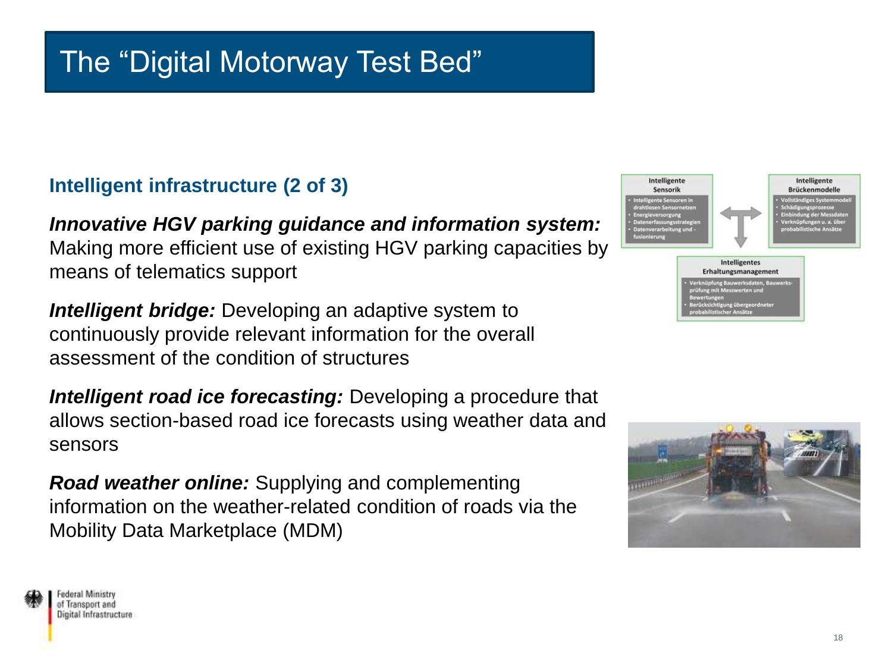# The "Digital Motorway Test Bed"

## Intelligent infrastructure (2 of 3)

***Innovative HGV parking guidance and information system:*** Making more efficient use of existing HGV parking capacities by means of telematics support

***Intelligent bridge:*** Developing an adaptive system to continuously provide relevant information for the overall assessment of the condition of structures

***Intelligent road ice forecasting:*** Developing a procedure that allows section-based road ice forecasts using weather data and sensors

***Road weather online:*** Supplying and complementing information on the weather-related condition of roads via the Mobility Data Marketplace (MDM)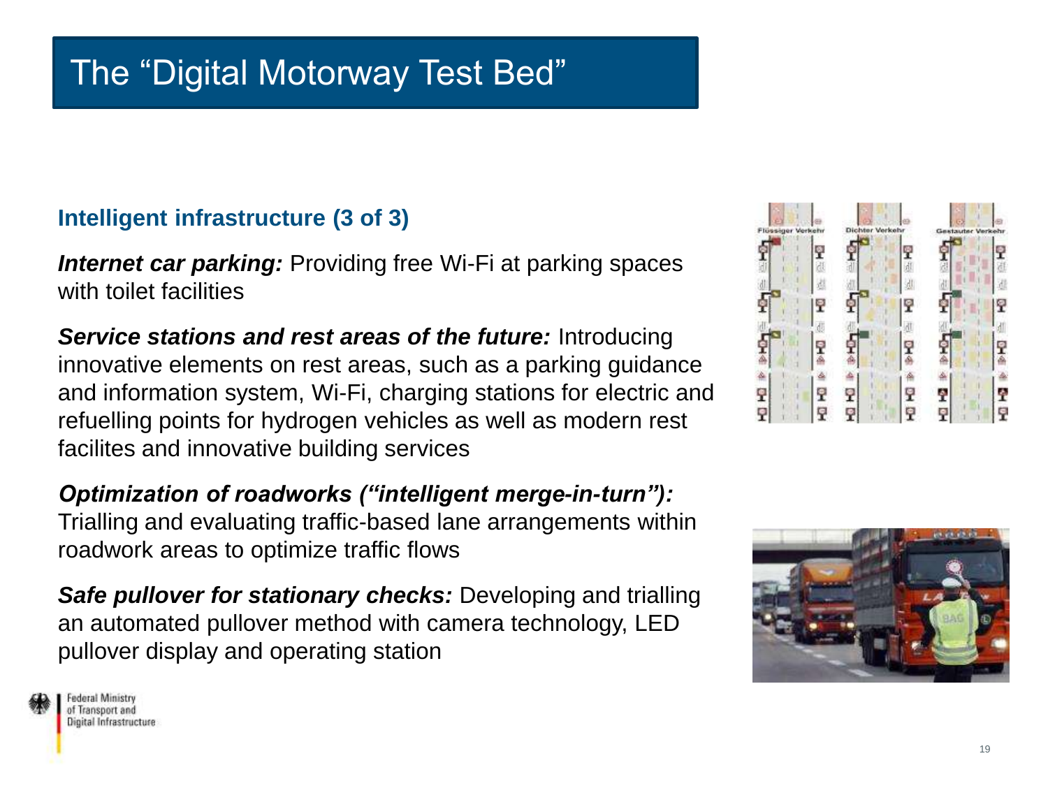# The "Digital Motorway Test Bed"

## Intelligent infrastructure (3 of 3)

***Internet car parking:*** Providing free Wi-Fi at parking spaces with toilet facilities

***Service stations and rest areas of the future:*** Introducing innovative elements on rest areas, such as a parking guidance and information system, Wi-Fi, charging stations for electric and refuelling points for hydrogen vehicles as well as modern rest facilites and innovative building services

***Optimization of roadworks ("intelligent merge-in-turn"):*** Trialling and evaluating traffic-based lane arrangements within roadwork areas to optimize traffic flows

***Safe pullover for stationary checks:*** Developing and trialling an automated pullover method with camera technology, LED pullover display and operating station

Federal Ministry of Transport and Digital Infrastructure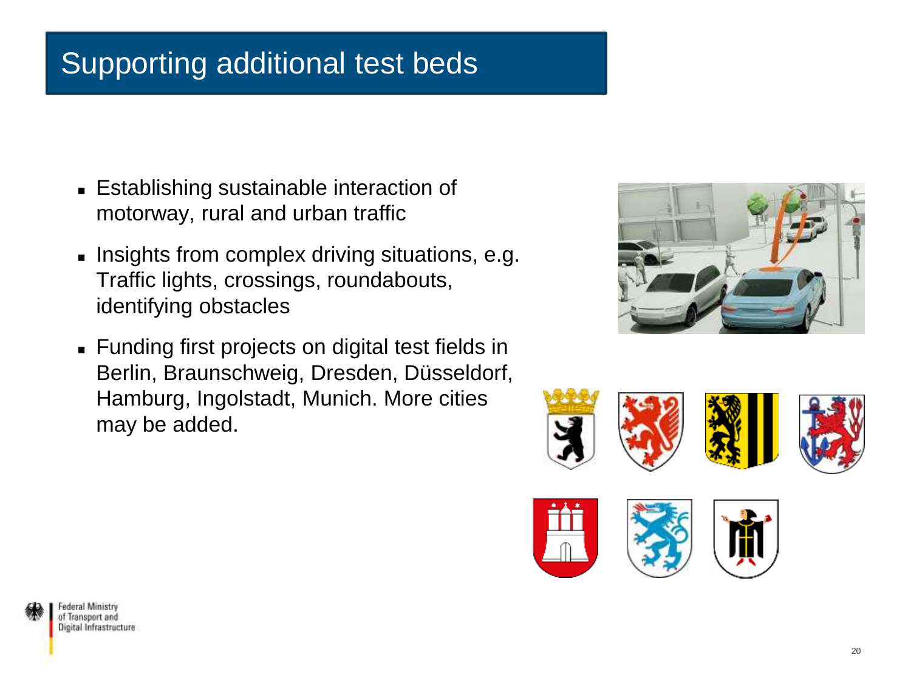# Supporting additional test beds

- Establishing sustainable interaction of motorway, rural and urban traffic
- Insights from complex driving situations, e.g. Traffic lights, crossings, roundabouts, identifying obstacles
- Funding first projects on digital test fields in Berlin, Braunschweig, Dresden, Düsseldorf, Hamburg, Ingolstadt, Munich. More cities may be added.

Federal Ministry of Transport and Digital Infrastructure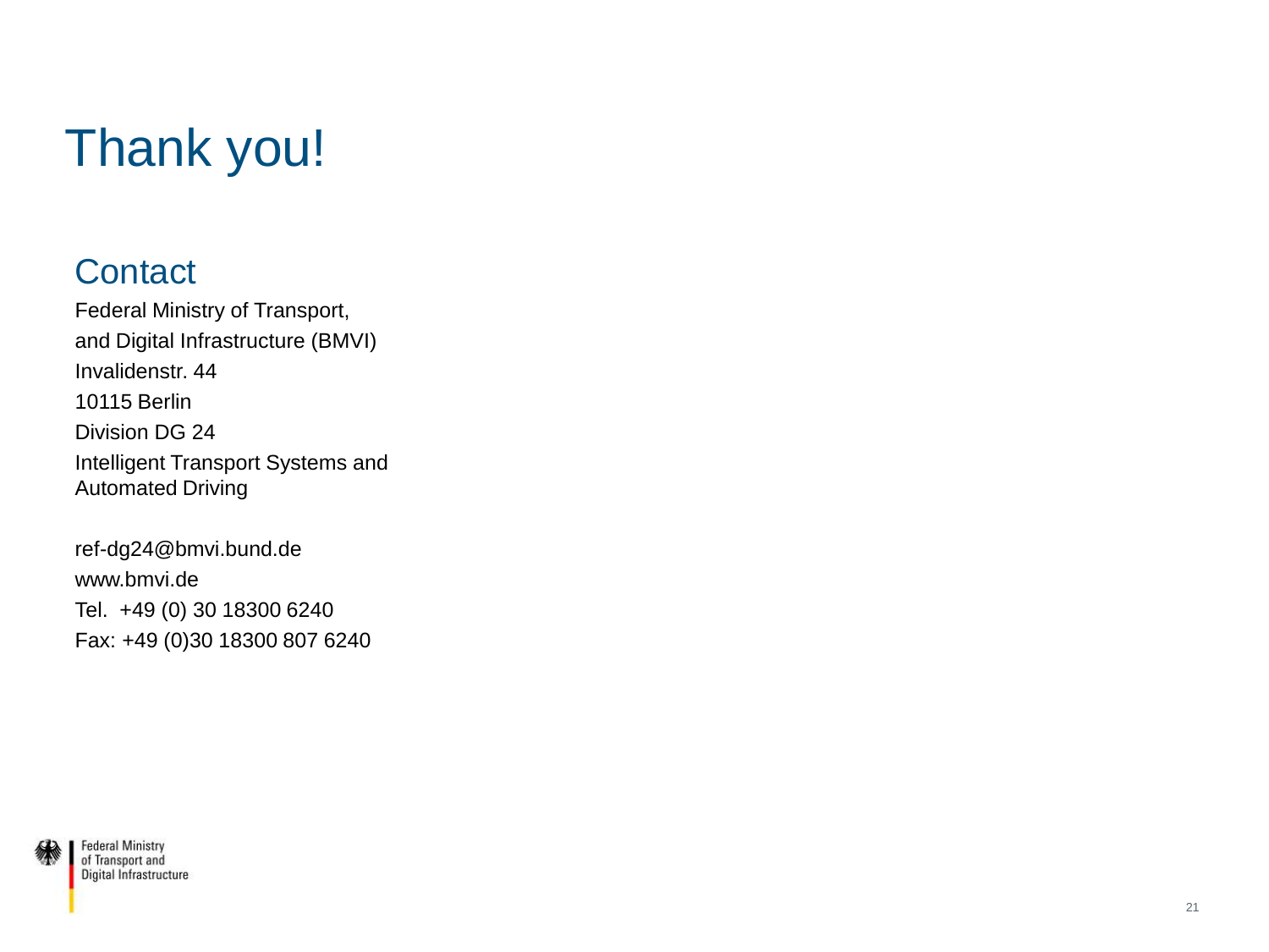# Thank you!

## Contact

Federal Ministry of Transport,
and Digital Infrastructure (BMVI)
Invalidenstr. 44
10115 Berlin
Division DG 24
Intelligent Transport Systems and Automated Driving

ref-dg24@bmvi.bund.de
www.bmvi.de
Tel. +49 (0) 30 18300 6240
Fax: +49 (0)30 18300 807 6240

Federal Ministry
of Transport and
Digital Infrastructure